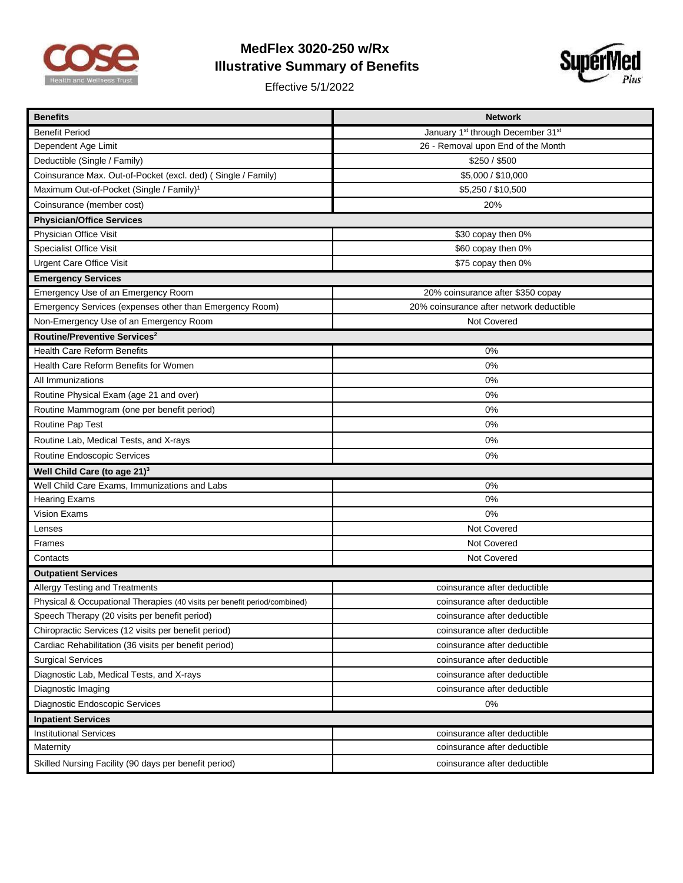# MedFlex 3020-250 w/Rx

## Illustrative Summary of Benefits

Effective 5/1/2022

| Benefits | Network |
|---|---|
| Benefit Period | January 1st through December 31st |
| Dependent Age Limit | 26 - Removal upon End of the Month |
| Deductible (Single / Family) | $250 / $500 |
| Coinsurance Max. Out-of-Pocket (excl. ded) ( Single / Family) | $5,000 / $10,000 |
| Maximum Out-of-Pocket (Single / Family)[1] | $5,250 / $10,500 |
| Coinsurance (member cost) | 20% |
| **Physician/Office Services** | |
| Physician Office Visit | $30 copay then 0% |
| Specialist Office Visit | $60 copay then 0% |
| Urgent Care Office Visit | $75 copay then 0% |
| **Emergency Services** | |
| Emergency Use of an Emergency Room | 20% coinsurance after $350 copay |
| Emergency Services (expenses other than Emergency Room) | 20% coinsurance after network deductible |
| Non-Emergency Use of an Emergency Room | Not Covered |
| **Routine/Preventive Services[2]** | |
| Health Care Reform Benefits | 0% |
| Health Care Reform Benefits for Women | 0% |
| All Immunizations | 0% |
| Routine Physical Exam (age 21 and over) | 0% |
| Routine Mammogram (one per benefit period) | 0% |
| Routine Pap Test | 0% |
| Routine Lab, Medical Tests, and X-rays | 0% |
| Routine Endoscopic Services | 0% |
| **Well Child Care (to age 21)[3]** | |
| Well Child Care Exams, Immunizations and Labs | 0% |
| Hearing Exams | 0% |
| Vision Exams | 0% |
| Lenses | Not Covered |
| Frames | Not Covered |
| Contacts | Not Covered |
| **Outpatient Services** | |
| Allergy Testing and Treatments | coinsurance after deductible |
| Physical & Occupational Therapies (40 visits per benefit period/combined) | coinsurance after deductible |
| Speech Therapy (20 visits per benefit period) | coinsurance after deductible |
| Chiropractic Services (12 visits per benefit period) | coinsurance after deductible |
| Cardiac Rehabilitation (36 visits per benefit period) | coinsurance after deductible |
| Surgical Services | coinsurance after deductible |
| Diagnostic Lab, Medical Tests, and X-rays | coinsurance after deductible |
| Diagnostic Imaging | coinsurance after deductible |
| Diagnostic Endoscopic Services | 0% |
| **Inpatient Services** | |
| Institutional Services | coinsurance after deductible |
| Maternity | coinsurance after deductible |
| Skilled Nursing Facility (90 days per benefit period) | coinsurance after deductible |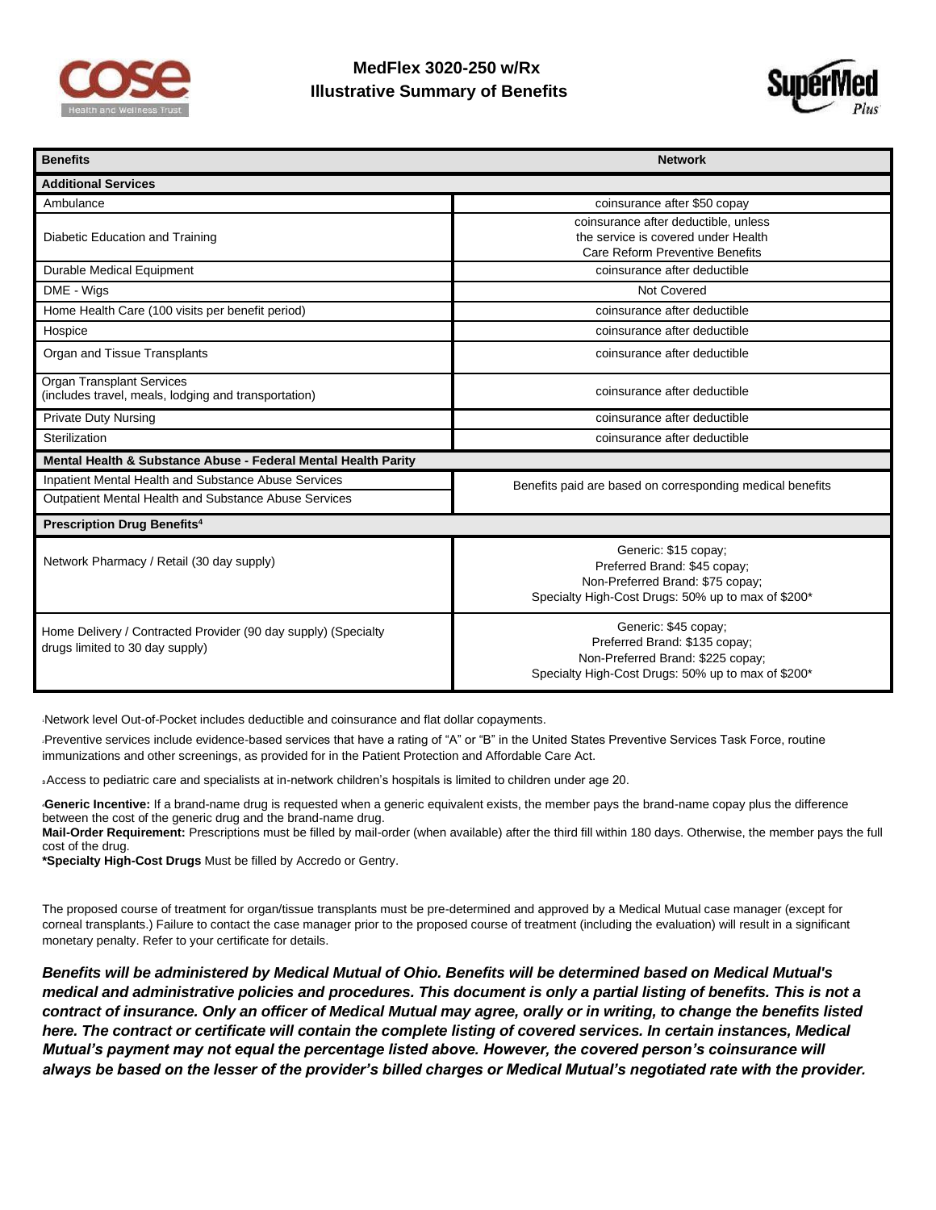# MedFlex 3020-250 w/Rx
## Illustrative Summary of Benefits

| Benefits | Network |
|---|---|
| **Additional Services** | |
| Ambulance | coinsurance after $50 copay |
| Diabetic Education and Training | coinsurance after deductible, unless the service is covered under Health Care Reform Preventive Benefits |
| Durable Medical Equipment | coinsurance after deductible |
| DME - Wigs | Not Covered |
| Home Health Care (100 visits per benefit period) | coinsurance after deductible |
| Hospice | coinsurance after deductible |
| Organ and Tissue Transplants | coinsurance after deductible |
| Organ Transplant Services (includes travel, meals, lodging and transportation) | coinsurance after deductible |
| Private Duty Nursing | coinsurance after deductible |
| Sterilization | coinsurance after deductible |
| **Mental Health & Substance Abuse - Federal Mental Health Parity** | |
| Inpatient Mental Health and Substance Abuse Services | Benefits paid are based on corresponding medical benefits |
| Outpatient Mental Health and Substance Abuse Services | Benefits paid are based on corresponding medical benefits |
| **Prescription Drug Benefits[4]** | |
| Network Pharmacy / Retail (30 day supply) | Generic: $15 copay; Preferred Brand: $45 copay; Non-Preferred Brand: $75 copay; Specialty High-Cost Drugs: 50% up to max of $200* |
| Home Delivery / Contracted Provider (90 day supply) (Specialty drugs limited to 30 day supply) | Generic: $45 copay; Preferred Brand: $135 copay; Non-Preferred Brand: $225 copay; Specialty High-Cost Drugs: 50% up to max of $200* |

[1]Network level Out-of-Pocket includes deductible and coinsurance and flat dollar copayments.

[2]Preventive services include evidence-based services that have a rating of "A" or "B" in the United States Preventive Services Task Force, routine immunizations and other screenings, as provided for in the Patient Protection and Affordable Care Act.

[3]Access to pediatric care and specialists at in-network children's hospitals is limited to children under age 20.

[4]**Generic Incentive:** If a brand-name drug is requested when a generic equivalent exists, the member pays the brand-name copay plus the difference between the cost of the generic drug and the brand-name drug.
**Mail-Order Requirement:** Prescriptions must be filled by mail-order (when available) after the third fill within 180 days. Otherwise, the member pays the full cost of the drug.
***Specialty High-Cost Drugs** Must be filled by Accredo or Gentry.

The proposed course of treatment for organ/tissue transplants must be pre-determined and approved by a Medical Mutual case manager (except for corneal transplants.) Failure to contact the case manager prior to the proposed course of treatment (including the evaluation) will result in a significant monetary penalty. Refer to your certificate for details.

***Benefits will be administered by Medical Mutual of Ohio. Benefits will be determined based on Medical Mutual's medical and administrative policies and procedures. This document is only a partial listing of benefits. This is not a contract of insurance. Only an officer of Medical Mutual may agree, orally or in writing, to change the benefits listed here. The contract or certificate will contain the complete listing of covered services. In certain instances, Medical Mutual's payment may not equal the percentage listed above. However, the covered person's coinsurance will always be based on the lesser of the provider's billed charges or Medical Mutual's negotiated rate with the provider.***